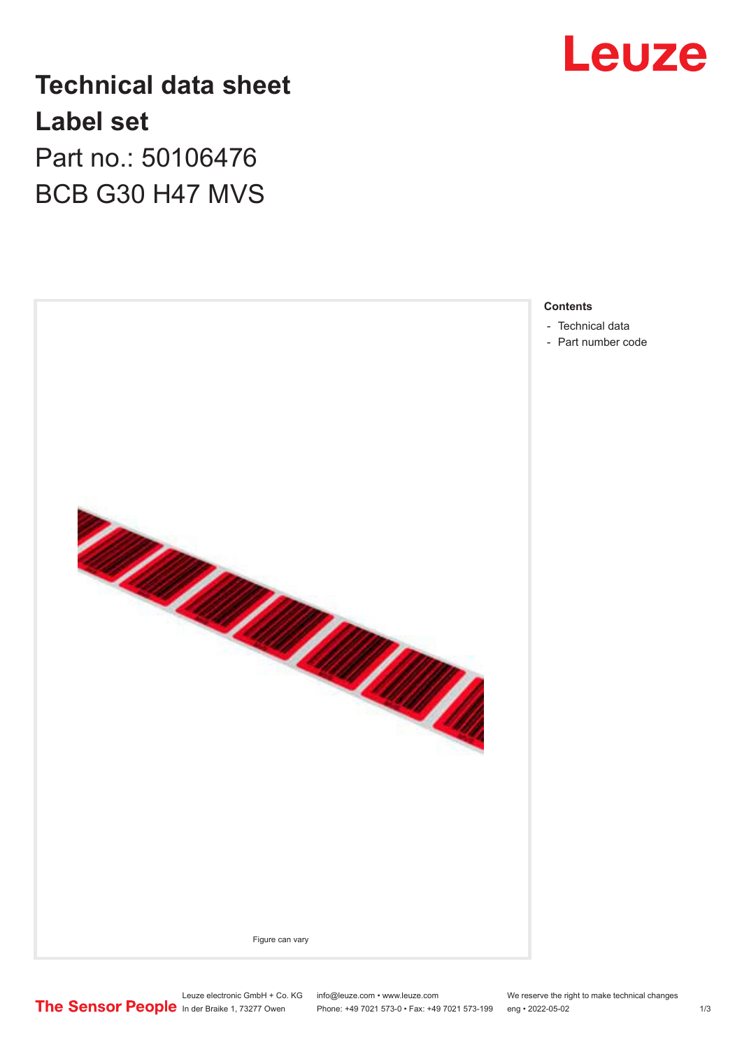# Technical data sheet

# Label set

Part no.: 50106476

BCB G30 H47 MVS

Figure can vary

**Contents**

- Technical data
- Part number code

Leuze electronic GmbH + Co. KG
In der Braike 1, 73277 Owen

info@leuze.com • www.leuze.com
Phone: +49 7021 573-0 • Fax: +49 7021 573-199

We reserve the right to make technical changes
eng • 2022-05-02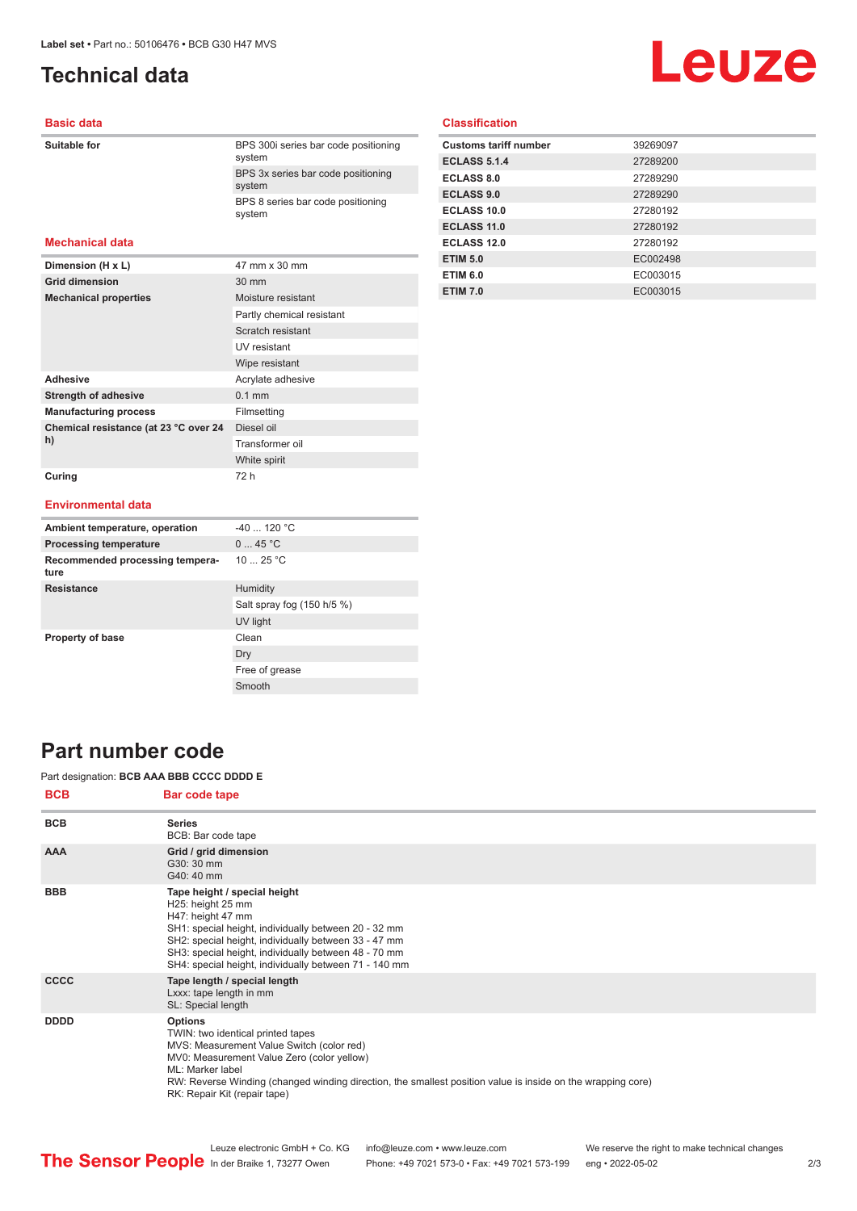# Technical data

## Basic data

| | |
|---|---|
| **Suitable for** | BPS 300i series bar code positioning system |
| | BPS 3x series bar code positioning system |
| | BPS 8 series bar code positioning system |

## Mechanical data

| | |
|---|---|
| **Dimension (H x L)** | 47 mm x 30 mm |
| **Grid dimension** | 30 mm |
| **Mechanical properties** | Moisture resistant |
| | Partly chemical resistant |
| | Scratch resistant |
| | UV resistant |
| | Wipe resistant |
| **Adhesive** | Acrylate adhesive |
| **Strength of adhesive** | 0.1 mm |
| **Manufacturing process** | Filmsetting |
| **Chemical resistance (at 23 °C over 24 h)** | Diesel oil |
| | Transformer oil |
| | White spirit |
| **Curing** | 72 h |

## Environmental data

| | |
|---|---|
| **Ambient temperature, operation** | -40 ... 120 °C |
| **Processing temperature** | 0 ... 45 °C |
| **Recommended processing temperature** | 10 ... 25 °C |
| **Resistance** | Humidity |
| | Salt spray fog (150 h/5 %) |
| | UV light |
| **Property of base** | Clean |
| | Dry |
| | Free of grease |
| | Smooth |

## Classification

| | |
|---|---|
| **Customs tariff number** | 39269097 |
| **ECLASS 5.1.4** | 27289200 |
| **ECLASS 8.0** | 27289290 |
| **ECLASS 9.0** | 27289290 |
| **ECLASS 10.0** | 27280192 |
| **ECLASS 11.0** | 27280192 |
| **ECLASS 12.0** | 27280192 |
| **ETIM 5.0** | EC002498 |
| **ETIM 6.0** | EC003015 |
| **ETIM 7.0** | EC003015 |

# Part number code

Part designation: **BCB AAA BBB CCCC DDDD E**

| BCB | Bar code tape |
|---|---|
| **BCB** | **Series**<br>BCB: Bar code tape |
| **AAA** | **Grid / grid dimension**<br>G30: 30 mm<br>G40: 40 mm |
| **BBB** | **Tape height / special height**<br>H25: height 25 mm<br>H47: height 47 mm<br>SH1: special height, individually between 20 - 32 mm<br>SH2: special height, individually between 33 - 47 mm<br>SH3: special height, individually between 48 - 70 mm<br>SH4: special height, individually between 71 - 140 mm |
| **CCCC** | **Tape length / special length**<br>Lxxx: tape length in mm<br>SL: Special length |
| **DDDD** | **Options**<br>TWIN: two identical printed tapes<br>MVS: Measurement Value Switch (color red)<br>MV0: Measurement Value Zero (color yellow)<br>ML: Marker label<br>RW: Reverse Winding (changed winding direction, the smallest position value is inside on the wrapping core)<br>RK: Repair Kit (repair tape) |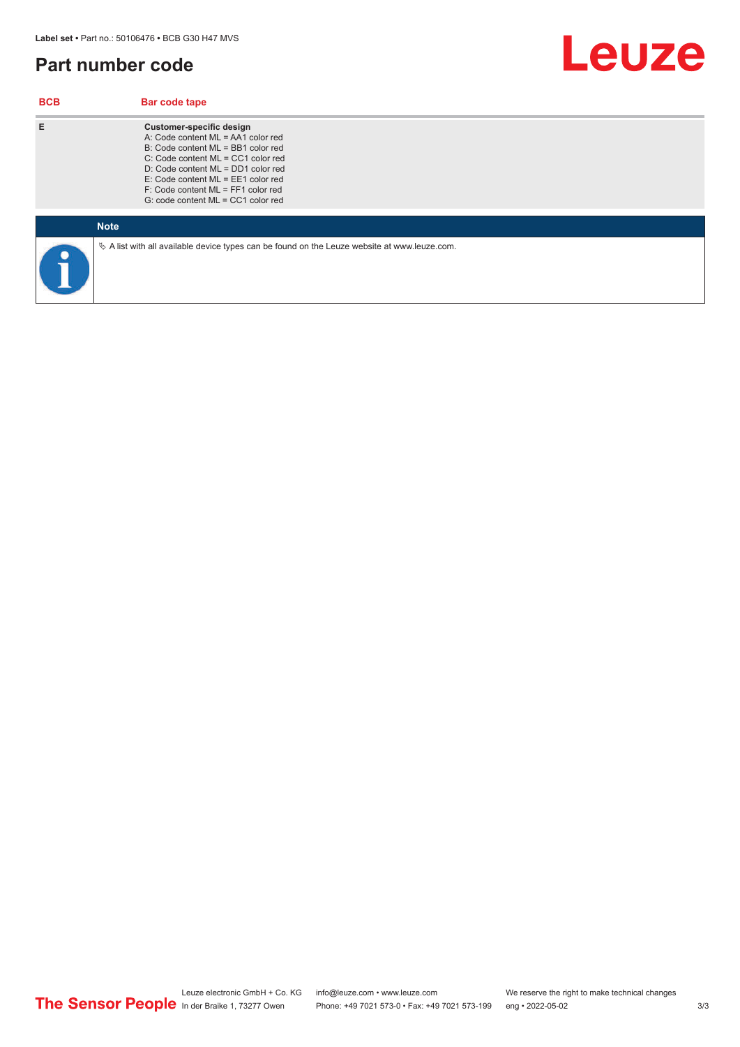# Part number code

| BCB | Bar code tape |
|---|---|
| E | **Customer-specific design**<br>A: Code content ML = AA1 color red<br>B: Code content ML = BB1 color red<br>C: Code content ML = CC1 color red<br>D: Code content ML = DD1 color red<br>E: Code content ML = EE1 color red<br>F: Code content ML = FF1 color red<br>G: code content ML = CC1 color red |

**Note**

- A list with all available device types can be found on the Leuze website at www.leuze.com.